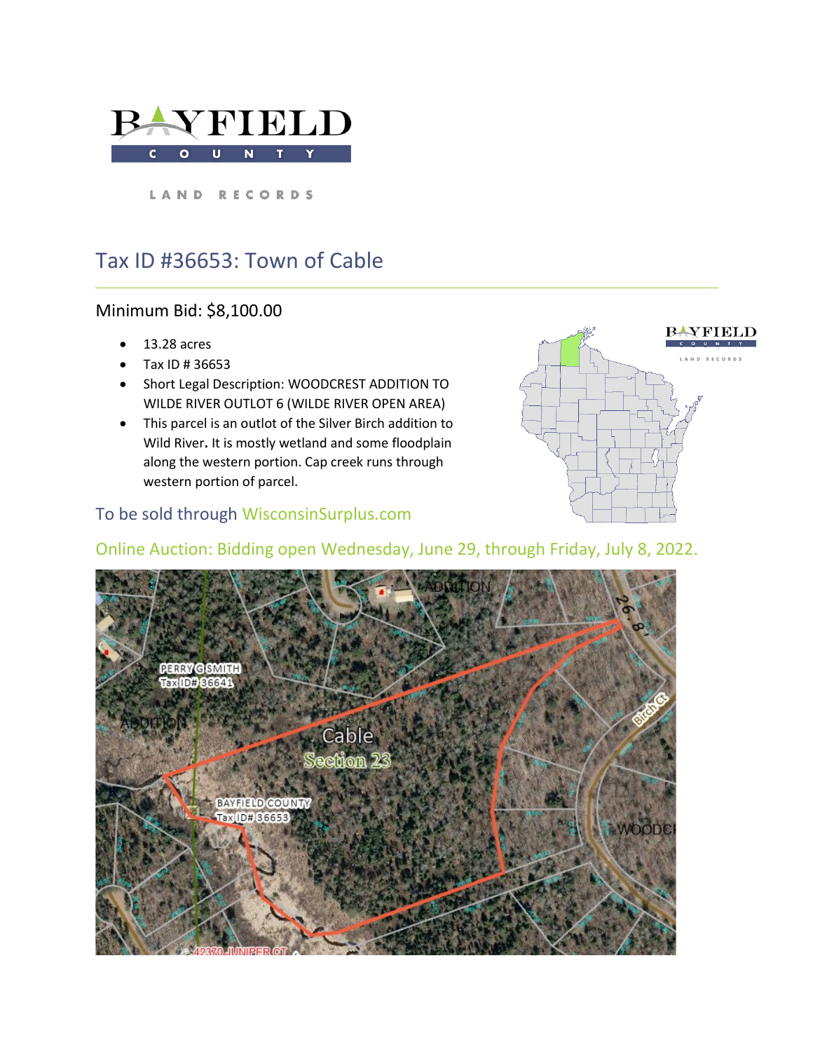BAYFIELD COUNTY

LAND RECORDS

# Tax ID #36653: Town of Cable

## Minimum Bid: $8,100.00

- 13.28 acres
- Tax ID # 36653
- Short Legal Description: WOODCREST ADDITION TO WILDE RIVER OUTLOT 6 (WILDE RIVER OPEN AREA)
- This parcel is an outlot of the Silver Birch addition to Wild River. It is mostly wetland and some floodplain along the western portion. Cap creek runs through western portion of parcel.

To be sold through WisconsinSurplus.com

Online Auction: Bidding open Wednesday, June 29, through Friday, July 8, 2022.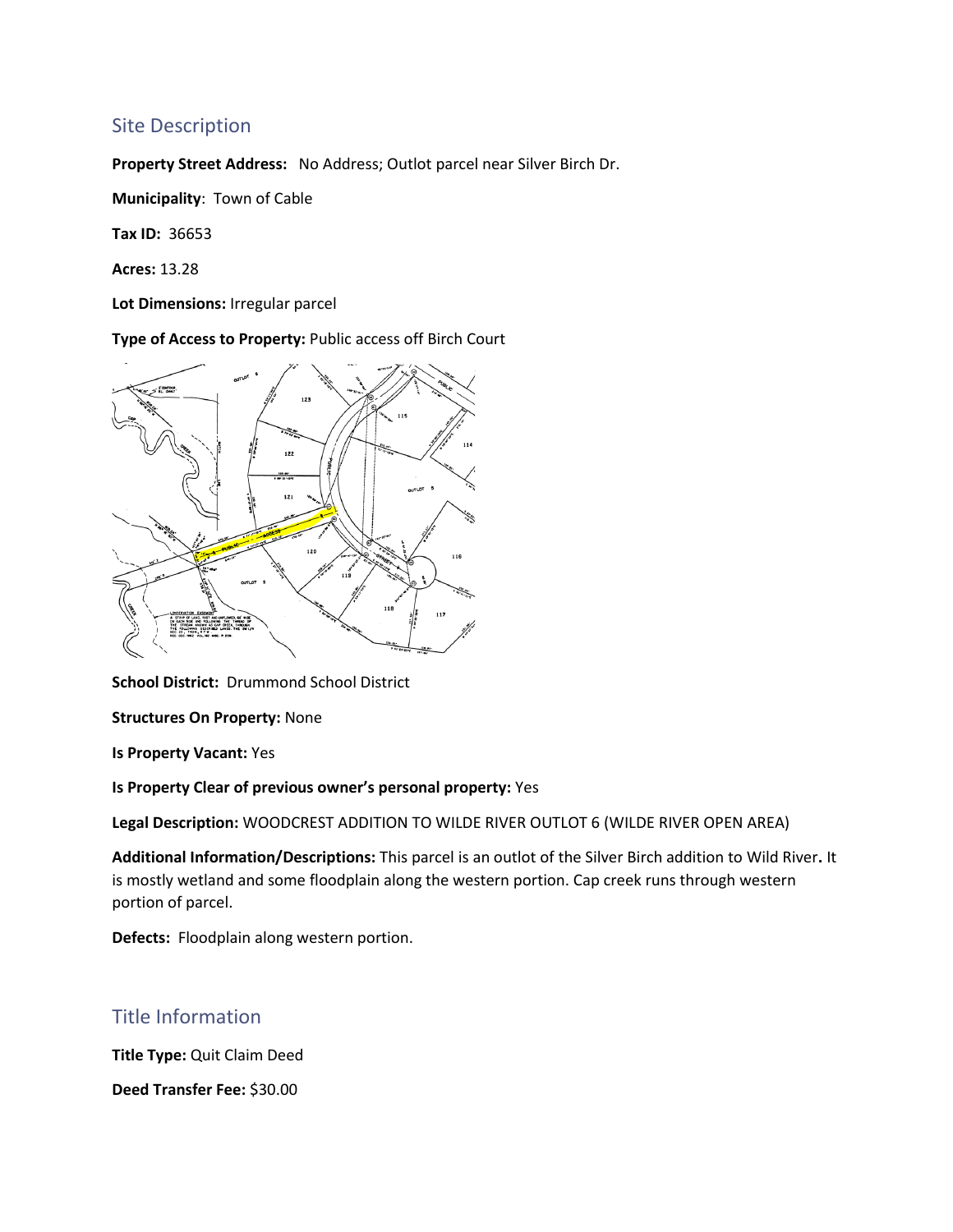## Site Description

**Property Street Address:** No Address; Outlot parcel near Silver Birch Dr.

**Municipality**: Town of Cable

**Tax ID:** 36653

**Acres:** 13.28

**Lot Dimensions:** Irregular parcel

**Type of Access to Property:** Public access off Birch Court

**School District:** Drummond School District

**Structures On Property:** None

**Is Property Vacant:** Yes

**Is Property Clear of previous owner's personal property:** Yes

**Legal Description:** WOODCREST ADDITION TO WILDE RIVER OUTLOT 6 (WILDE RIVER OPEN AREA)

**Additional Information/Descriptions:** This parcel is an outlot of the Silver Birch addition to Wild River**.** It is mostly wetland and some floodplain along the western portion. Cap creek runs through western portion of parcel.

**Defects:** Floodplain along western portion.

## Title Information

**Title Type:** Quit Claim Deed

**Deed Transfer Fee:** $30.00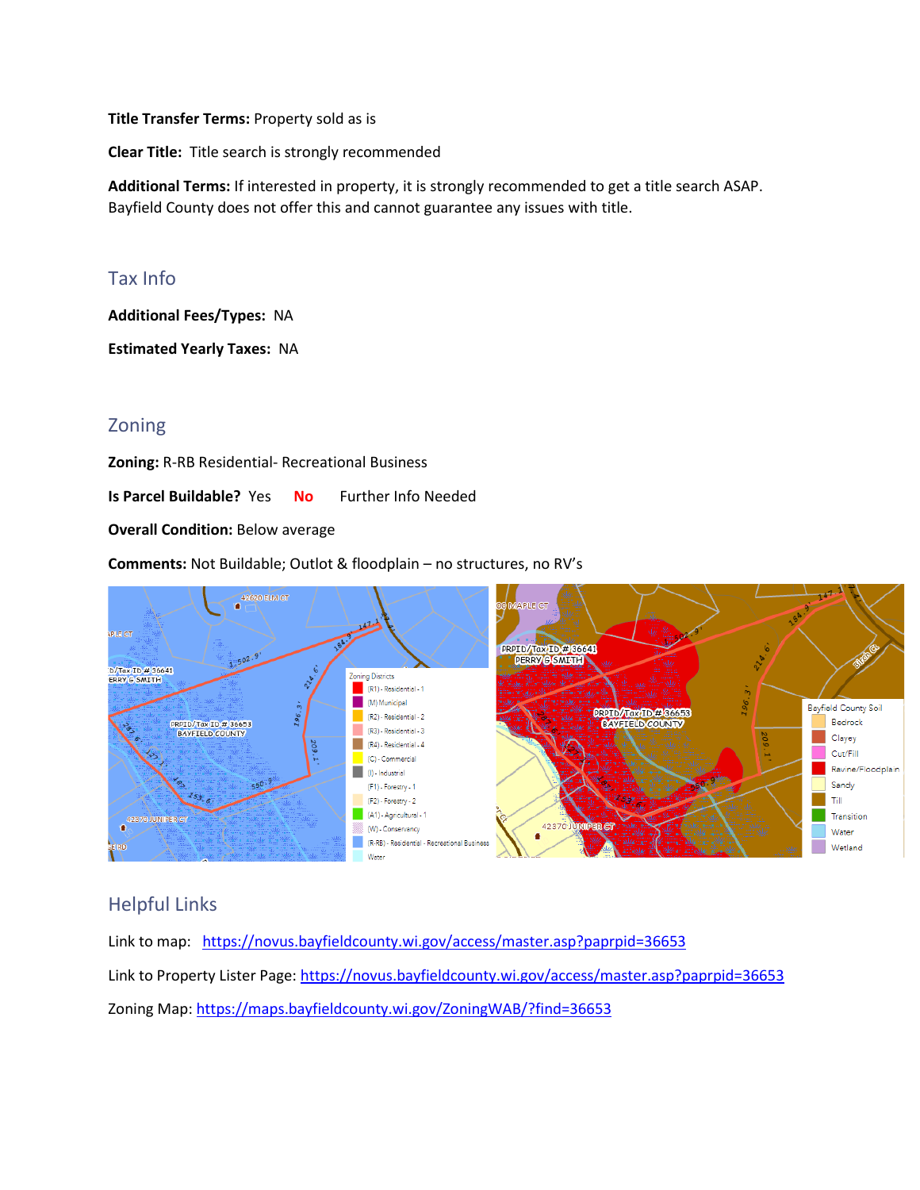**Title Transfer Terms:** Property sold as is

**Clear Title:** Title search is strongly recommended

**Additional Terms:** If interested in property, it is strongly recommended to get a title search ASAP. Bayfield County does not offer this and cannot guarantee any issues with title.

## Tax Info

**Additional Fees/Types:** NA

**Estimated Yearly Taxes:** NA

## Zoning

**Zoning:** R-RB Residential- Recreational Business

**Is Parcel Buildable?** Yes **No** Further Info Needed

**Overall Condition:** Below average

**Comments:** Not Buildable; Outlot & floodplain – no structures, no RV's

## Helpful Links

Link to map: https://novus.bayfieldcounty.wi.gov/access/master.asp?paprpid=36653

Link to Property Lister Page: https://novus.bayfieldcounty.wi.gov/access/master.asp?paprpid=36653

Zoning Map: https://maps.bayfieldcounty.wi.gov/ZoningWAB/?find=36653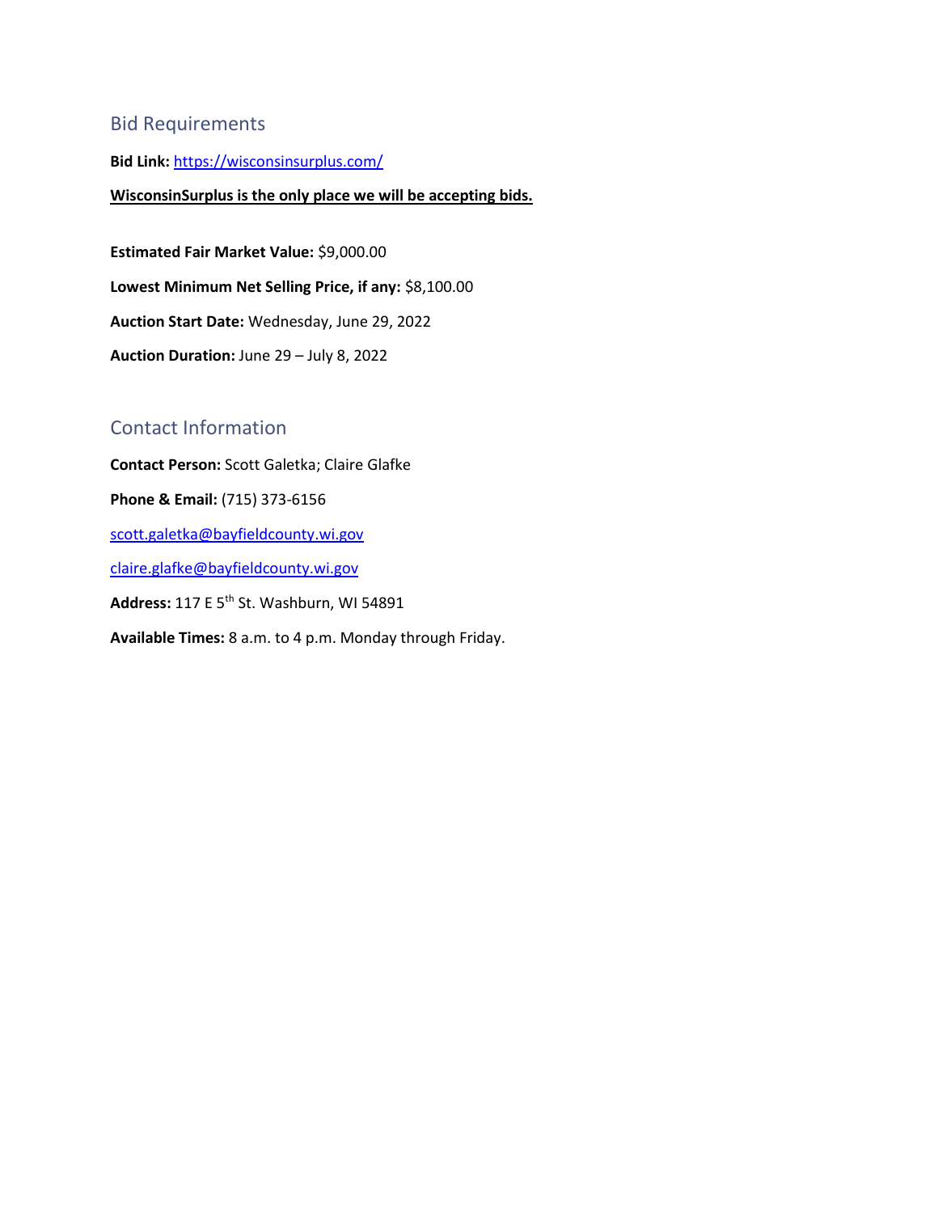## Bid Requirements

**Bid Link:** https://wisconsinsurplus.com/

**WisconsinSurplus is the only place we will be accepting bids.**

**Estimated Fair Market Value:** $9,000.00

**Lowest Minimum Net Selling Price, if any:** $8,100.00

**Auction Start Date:** Wednesday, June 29, 2022

**Auction Duration:** June 29 – July 8, 2022

## Contact Information

**Contact Person:** Scott Galetka; Claire Glafke

**Phone & Email:** (715) 373-6156

scott.galetka@bayfieldcounty.wi.gov

claire.glafke@bayfieldcounty.wi.gov

**Address:** 117 E 5th St. Washburn, WI 54891

**Available Times:** 8 a.m. to 4 p.m. Monday through Friday.